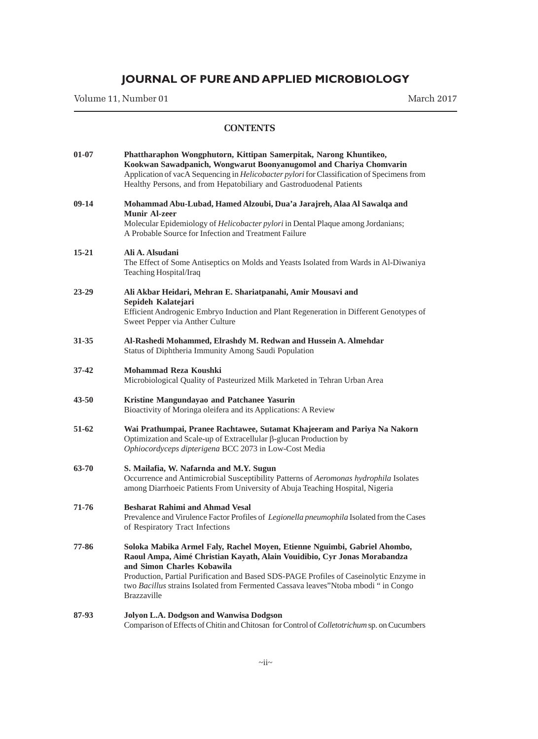# JOURNAL OF PURE AND APPLIED MICROBIOLOGY

Volume 11, Number 01 March 2017

## CONTENTS

**01-07** **Phattharaphon Wongphutorn, Kittipan Samerpitak, Narong Khuntikeo, Kookwan Sawadpanich, Wongwarut Boonyanugomol and Chariya Chomvarin**
Application of vacA Sequencing in *Helicobacter pylori* for Classification of Specimens from Healthy Persons, and from Hepatobiliary and Gastroduodenal Patients

**09-14** **Mohammad Abu-Lubad, Hamed Alzoubi, Dua'a Jarajreh, Alaa Al Sawalqa and Munir Al-zeer**
Molecular Epidemiology of *Helicobacter pylori* in Dental Plaque among Jordanians; A Probable Source for Infection and Treatment Failure

**15-21** **Ali A. Alsudani**
The Effect of Some Antiseptics on Molds and Yeasts Isolated from Wards in Al-Diwaniya Teaching Hospital/Iraq

**23-29** **Ali Akbar Heidari, Mehran E. Shariatpanahi, Amir Mousavi and Sepideh Kalatejari**
Efficient Androgenic Embryo Induction and Plant Regeneration in Different Genotypes of Sweet Pepper via Anther Culture

**31-35** **Al-Rashedi Mohammed, Elrashdy M. Redwan and Hussein A. Almehdar**
Status of Diphtheria Immunity Among Saudi Population

**37-42** **Mohammad Reza Koushki**
Microbiological Quality of Pasteurized Milk Marketed in Tehran Urban Area

**43-50** **Kristine Mangundayao and Patchanee Yasurin**
Bioactivity of Moringa oleifera and its Applications: A Review

**51-62** **Wai Prathumpai, Pranee Rachtawee, Sutamat Khajeeram and Pariya Na Nakorn**
Optimization and Scale-up of Extracellular β-glucan Production by *Ophiocordyceps dipterigena* BCC 2073 in Low-Cost Media

**63-70** **S. Mailafia, W. Nafarnda and M.Y. Sugun**
Occurrence and Antimicrobial Susceptibility Patterns of *Aeromonas hydrophila* Isolates among Diarrhoeic Patients From University of Abuja Teaching Hospital, Nigeria

**71-76** **Besharat Rahimi and Ahmad Vesal**
Prevalence and Virulence Factor Profiles of *Legionella pneumophila* Isolated from the Cases of Respiratory Tract Infections

**77-86** **Soloka Mabika Armel Faly, Rachel Moyen, Etienne Nguimbi, Gabriel Ahombo, Raoul Ampa, Aimé Christian Kayath, Alain Vouidibio, Cyr Jonas Morabandza and Simon Charles Kobawila**
Production, Partial Purification and Based SDS-PAGE Profiles of Caseinolytic Enzyme in two *Bacillus* strains Isolated from Fermented Cassava leaves"Ntoba mbodi " in Congo Brazzaville

**87-93** **Jolyon L.A. Dodgson and Wanwisa Dodgson**
Comparison of Effects of Chitin and Chitosan for Control of *Colletotrichum* sp. on Cucumbers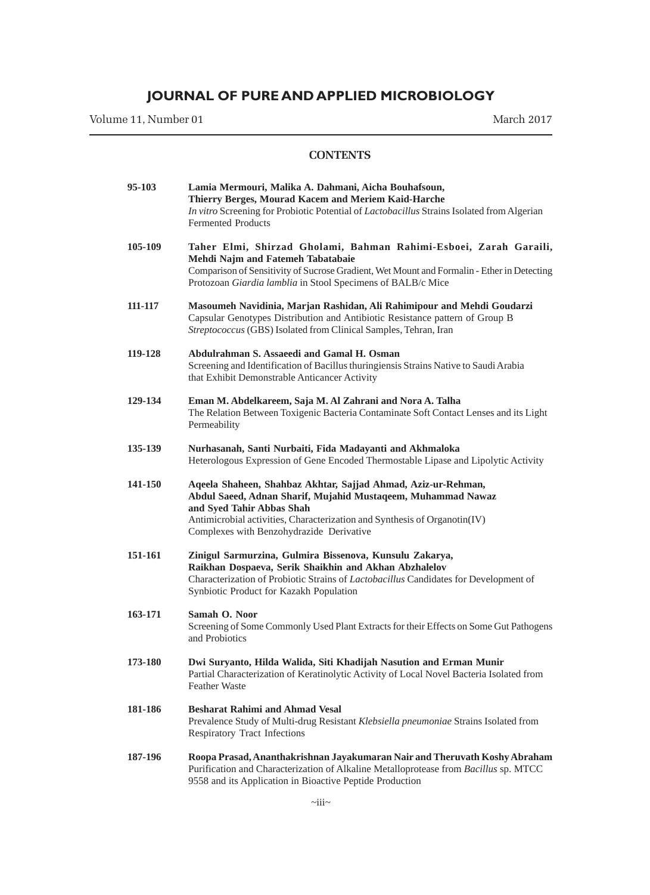# JOURNAL OF PURE AND APPLIED MICROBIOLOGY

Volume 11, Number 01 — March 2017

## CONTENTS

**95-103** **Lamia Mermouri, Malika A. Dahmani, Aicha Bouhafsoun, Thierry Berges, Mourad Kacem and Meriem Kaid-Harche**
*In vitro* Screening for Probiotic Potential of *Lactobacillus* Strains Isolated from Algerian Fermented Products

**105-109** **Taher Elmi, Shirzad Gholami, Bahman Rahimi-Esboei, Zarah Garaili, Mehdi Najm and Fatemeh Tabatabaie**
Comparison of Sensitivity of Sucrose Gradient, Wet Mount and Formalin - Ether in Detecting Protozoan *Giardia lamblia* in Stool Specimens of BALB/c Mice

**111-117** **Masoumeh Navidinia, Marjan Rashidan, Ali Rahimipour and Mehdi Goudarzi**
Capsular Genotypes Distribution and Antibiotic Resistance pattern of Group B *Streptococcus* (GBS) Isolated from Clinical Samples, Tehran, Iran

**119-128** **Abdulrahman S. Assaeedi and Gamal H. Osman**
Screening and Identification of Bacillus thuringiensis Strains Native to Saudi Arabia that Exhibit Demonstrable Anticancer Activity

**129-134** **Eman M. Abdelkareem, Saja M. Al Zahrani and Nora A. Talha**
The Relation Between Toxigenic Bacteria Contaminate Soft Contact Lenses and its Light Permeability

**135-139** **Nurhasanah, Santi Nurbaiti, Fida Madayanti and Akhmaloka**
Heterologous Expression of Gene Encoded Thermostable Lipase and Lipolytic Activity

**141-150** **Aqeela Shaheen, Shahbaz Akhtar, Sajjad Ahmad, Aziz-ur-Rehman, Abdul Saeed, Adnan Sharif, Mujahid Mustaqeem, Muhammad Nawaz and Syed Tahir Abbas Shah**
Antimicrobial activities, Characterization and Synthesis of Organotin(IV) Complexes with Benzohydrazide Derivative

**151-161** **Zinigul Sarmurzina, Gulmira Bissenova, Kunsulu Zakarya, Raikhan Dospaeva, Serik Shaikhin and Akhan Abzhalelov**
Characterization of Probiotic Strains of *Lactobacillus* Candidates for Development of Synbiotic Product for Kazakh Population

**163-171** **Samah O. Noor**
Screening of Some Commonly Used Plant Extracts for their Effects on Some Gut Pathogens and Probiotics

**173-180** **Dwi Suryanto, Hilda Walida, Siti Khadijah Nasution and Erman Munir**
Partial Characterization of Keratinolytic Activity of Local Novel Bacteria Isolated from Feather Waste

**181-186** **Besharat Rahimi and Ahmad Vesal**
Prevalence Study of Multi-drug Resistant *Klebsiella pneumoniae* Strains Isolated from Respiratory Tract Infections

**187-196** **Roopa Prasad, Ananthakrishnan Jayakumaran Nair and Theruvath Koshy Abraham**
Purification and Characterization of Alkaline Metalloprotease from *Bacillus* sp. MTCC 9558 and its Application in Bioactive Peptide Production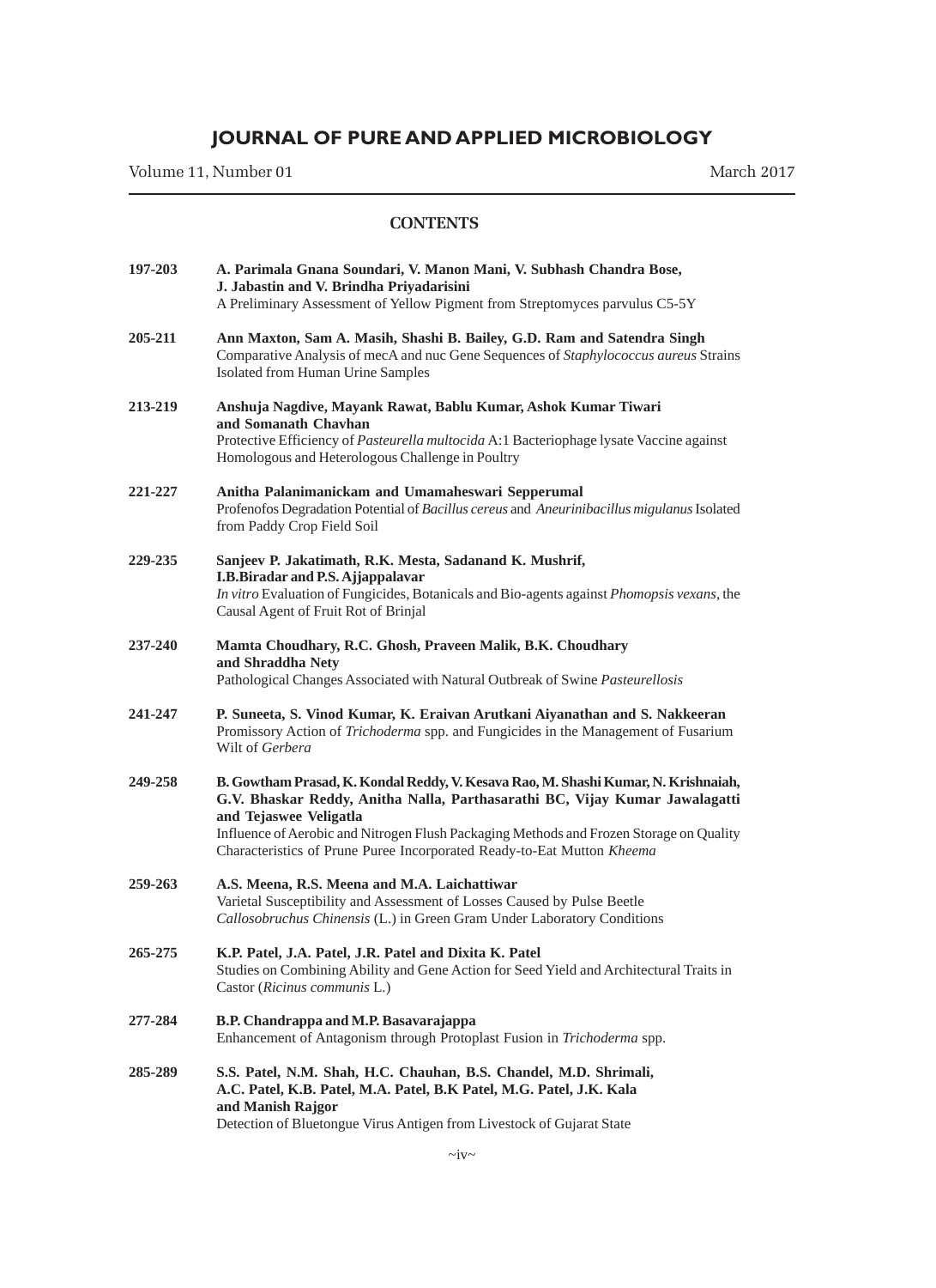# JOURNAL OF PURE AND APPLIED MICROBIOLOGY

Volume 11, Number 01 March 2017

## CONTENTS

**197-203** **A. Parimala Gnana Soundari, V. Manon Mani, V. Subhash Chandra Bose, J. Jabastin and V. Brindha Priyadarisini**
A Preliminary Assessment of Yellow Pigment from Streptomyces parvulus C5-5Y

**205-211** **Ann Maxton, Sam A. Masih, Shashi B. Bailey, G.D. Ram and Satendra Singh**
Comparative Analysis of mecA and nuc Gene Sequences of *Staphylococcus aureus* Strains Isolated from Human Urine Samples

**213-219** **Anshuja Nagdive, Mayank Rawat, Bablu Kumar, Ashok Kumar Tiwari and Somanath Chavhan**
Protective Efficiency of *Pasteurella multocida* A:1 Bacteriophage lysate Vaccine against Homologous and Heterologous Challenge in Poultry

**221-227** **Anitha Palanimanickam and Umamaheswari Sepperumal**
Profenofos Degradation Potential of *Bacillus cereus* and *Aneurinibacillus migulanus* Isolated from Paddy Crop Field Soil

**229-235** **Sanjeev P. Jakatimath, R.K. Mesta, Sadanand K. Mushrif, I.B.Biradar and P.S. Ajjappalavar**
*In vitro* Evaluation of Fungicides, Botanicals and Bio-agents against *Phomopsis vexans*, the Causal Agent of Fruit Rot of Brinjal

**237-240** **Mamta Choudhary, R.C. Ghosh, Praveen Malik, B.K. Choudhary and Shraddha Nety**
Pathological Changes Associated with Natural Outbreak of Swine *Pasteurellosis*

**241-247** **P. Suneeta, S. Vinod Kumar, K. Eraivan Arutkani Aiyanathan and S. Nakkeeran**
Promissory Action of *Trichoderma* spp. and Fungicides in the Management of Fusarium Wilt of *Gerbera*

**249-258** **B. Gowtham Prasad, K. Kondal Reddy, V. Kesava Rao, M. Shashi Kumar, N. Krishnaiah, G.V. Bhaskar Reddy, Anitha Nalla, Parthasarathi BC, Vijay Kumar Jawalagatti and Tejaswee Veligatla**
Influence of Aerobic and Nitrogen Flush Packaging Methods and Frozen Storage on Quality Characteristics of Prune Puree Incorporated Ready-to-Eat Mutton *Kheema*

**259-263** **A.S. Meena, R.S. Meena and M.A. Laichattiwar**
Varietal Susceptibility and Assessment of Losses Caused by Pulse Beetle *Callosobruchus Chinensis* (L.) in Green Gram Under Laboratory Conditions

**265-275** **K.P. Patel, J.A. Patel, J.R. Patel and Dixita K. Patel**
Studies on Combining Ability and Gene Action for Seed Yield and Architectural Traits in Castor (*Ricinus communis* L.)

**277-284** **B.P. Chandrappa and M.P. Basavarajappa**
Enhancement of Antagonism through Protoplast Fusion in *Trichoderma* spp.

**285-289** **S.S. Patel, N.M. Shah, H.C. Chauhan, B.S. Chandel, M.D. Shrimali, A.C. Patel, K.B. Patel, M.A. Patel, B.K Patel, M.G. Patel, J.K. Kala and Manish Rajgor**
Detection of Bluetongue Virus Antigen from Livestock of Gujarat State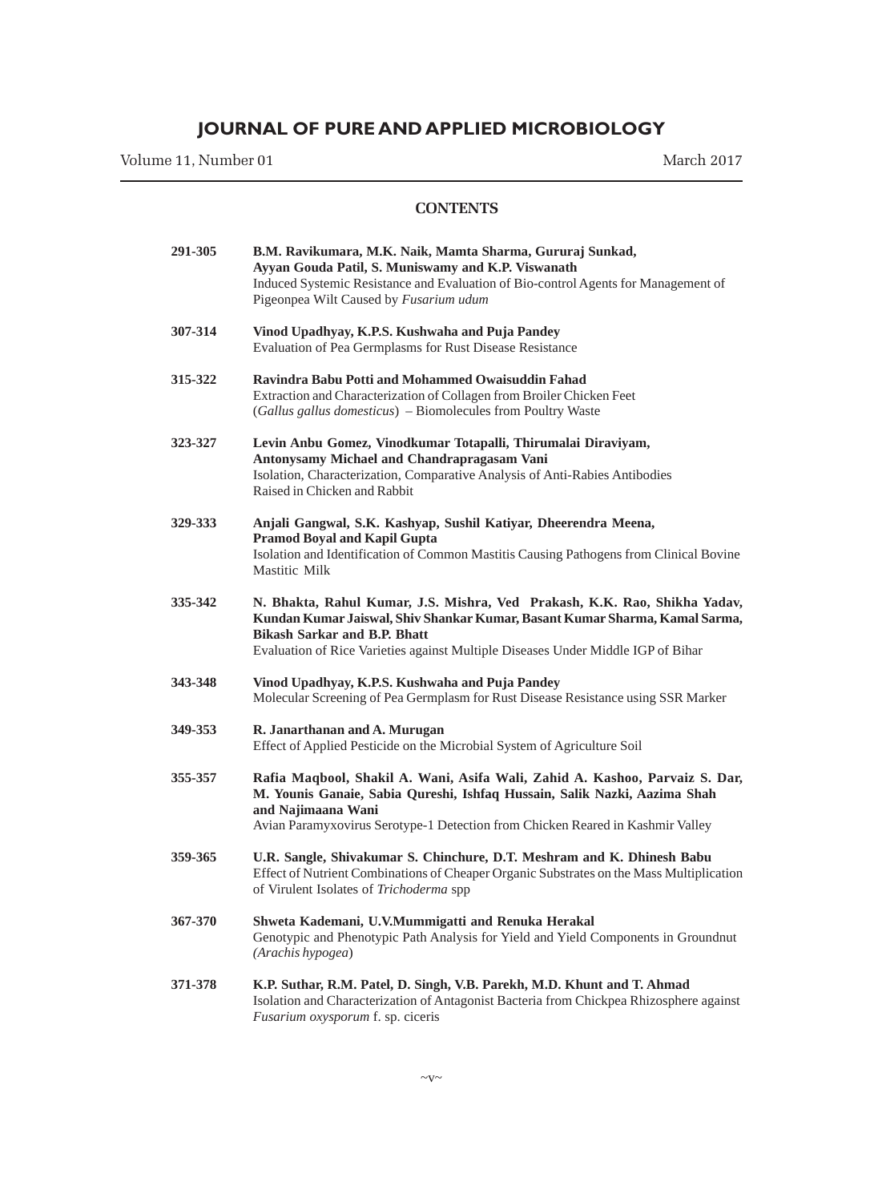# JOURNAL OF PURE AND APPLIED MICROBIOLOGY

Volume 11, Number 01 March 2017

## CONTENTS

**291-305** **B.M. Ravikumara, M.K. Naik, Mamta Sharma, Gururaj Sunkad, Ayyan Gouda Patil, S. Muniswamy and K.P. Viswanath**
Induced Systemic Resistance and Evaluation of Bio-control Agents for Management of Pigeonpea Wilt Caused by *Fusarium udum*

**307-314** **Vinod Upadhyay, K.P.S. Kushwaha and Puja Pandey**
Evaluation of Pea Germplasms for Rust Disease Resistance

**315-322** **Ravindra Babu Potti and Mohammed Owaisuddin Fahad**
Extraction and Characterization of Collagen from Broiler Chicken Feet (*Gallus gallus domesticus*) – Biomolecules from Poultry Waste

**323-327** **Levin Anbu Gomez, Vinodkumar Totapalli, Thirumalai Diraviyam, Antonysamy Michael and Chandrapragasam Vani**
Isolation, Characterization, Comparative Analysis of Anti-Rabies Antibodies Raised in Chicken and Rabbit

**329-333** **Anjali Gangwal, S.K. Kashyap, Sushil Katiyar, Dheerendra Meena, Pramod Boyal and Kapil Gupta**
Isolation and Identification of Common Mastitis Causing Pathogens from Clinical Bovine Mastitic Milk

**335-342** **N. Bhakta, Rahul Kumar, J.S. Mishra, Ved Prakash, K.K. Rao, Shikha Yadav, Kundan Kumar Jaiswal, Shiv Shankar Kumar, Basant Kumar Sharma, Kamal Sarma, Bikash Sarkar and B.P. Bhatt**
Evaluation of Rice Varieties against Multiple Diseases Under Middle IGP of Bihar

**343-348** **Vinod Upadhyay, K.P.S. Kushwaha and Puja Pandey**
Molecular Screening of Pea Germplasm for Rust Disease Resistance using SSR Marker

**349-353** **R. Janarthanan and A. Murugan**
Effect of Applied Pesticide on the Microbial System of Agriculture Soil

**355-357** **Rafia Maqbool, Shakil A. Wani, Asifa Wali, Zahid A. Kashoo, Parvaiz S. Dar, M. Younis Ganaie, Sabia Qureshi, Ishfaq Hussain, Salik Nazki, Aazima Shah and Najimaana Wani**
Avian Paramyxovirus Serotype-1 Detection from Chicken Reared in Kashmir Valley

**359-365** **U.R. Sangle, Shivakumar S. Chinchure, D.T. Meshram and K. Dhinesh Babu**
Effect of Nutrient Combinations of Cheaper Organic Substrates on the Mass Multiplication of Virulent Isolates of *Trichoderma* spp

**367-370** **Shweta Kademani, U.V.Mummigatti and Renuka Herakal**
Genotypic and Phenotypic Path Analysis for Yield and Yield Components in Groundnut (*Arachis hypogea*)

**371-378** **K.P. Suthar, R.M. Patel, D. Singh, V.B. Parekh, M.D. Khunt and T. Ahmad**
Isolation and Characterization of Antagonist Bacteria from Chickpea Rhizosphere against *Fusarium oxysporum* f. sp. ciceris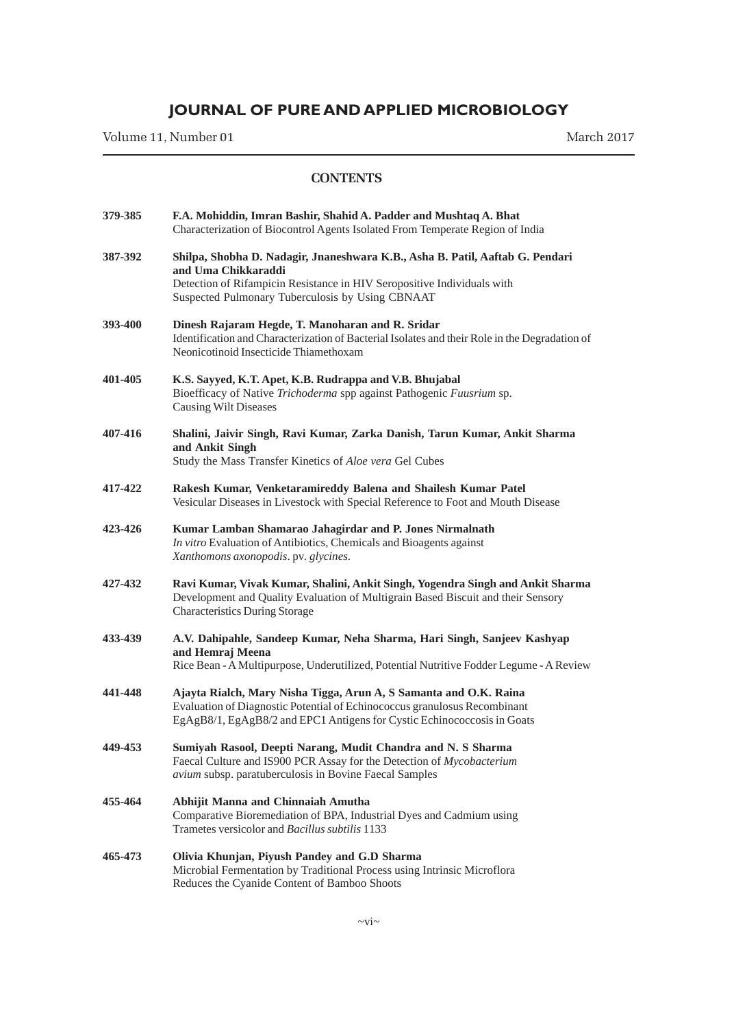# JOURNAL OF PURE AND APPLIED MICROBIOLOGY

Volume 11, Number 01 March 2017

## CONTENTS

**379-385** **F.A. Mohiddin, Imran Bashir, Shahid A. Padder and Mushtaq A. Bhat**
Characterization of Biocontrol Agents Isolated From Temperate Region of India

**387-392** **Shilpa, Shobha D. Nadagir, Jnaneshwara K.B., Asha B. Patil, Aaftab G. Pendari and Uma Chikkaraddi**
Detection of Rifampicin Resistance in HIV Seropositive Individuals with Suspected Pulmonary Tuberculosis by Using CBNAAT

**393-400** **Dinesh Rajaram Hegde, T. Manoharan and R. Sridar**
Identification and Characterization of Bacterial Isolates and their Role in the Degradation of Neonicotinoid Insecticide Thiamethoxam

**401-405** **K.S. Sayyed, K.T. Apet, K.B. Rudrappa and V.B. Bhujabal**
Bioefficacy of Native *Trichoderma* spp against Pathogenic *Fuusrium* sp. Causing Wilt Diseases

**407-416** **Shalini, Jaivir Singh, Ravi Kumar, Zarka Danish, Tarun Kumar, Ankit Sharma and Ankit Singh**
Study the Mass Transfer Kinetics of *Aloe vera* Gel Cubes

**417-422** **Rakesh Kumar, Venketaramireddy Balena and Shailesh Kumar Patel**
Vesicular Diseases in Livestock with Special Reference to Foot and Mouth Disease

**423-426** **Kumar Lamban Shamarao Jahagirdar and P. Jones Nirmalnath**
*In vitro* Evaluation of Antibiotics, Chemicals and Bioagents against *Xanthomons axonopodis*. pv. *glycines*.

**427-432** **Ravi Kumar, Vivak Kumar, Shalini, Ankit Singh, Yogendra Singh and Ankit Sharma**
Development and Quality Evaluation of Multigrain Based Biscuit and their Sensory Characteristics During Storage

**433-439** **A.V. Dahipahle, Sandeep Kumar, Neha Sharma, Hari Singh, Sanjeev Kashyap and Hemraj Meena**
Rice Bean - A Multipurpose, Underutilized, Potential Nutritive Fodder Legume - A Review

**441-448** **Ajayta Rialch, Mary Nisha Tigga, Arun A, S Samanta and O.K. Raina**
Evaluation of Diagnostic Potential of Echinococcus granulosus Recombinant EgAgB8/1, EgAgB8/2 and EPC1 Antigens for Cystic Echinococcosis in Goats

**449-453** **Sumiyah Rasool, Deepti Narang, Mudit Chandra and N. S Sharma**
Faecal Culture and IS900 PCR Assay for the Detection of *Mycobacterium avium* subsp. paratuberculosis in Bovine Faecal Samples

**455-464** **Abhijit Manna and Chinnaiah Amutha**
Comparative Bioremediation of BPA, Industrial Dyes and Cadmium using Trametes versicolor and *Bacillus subtilis* 1133

**465-473** **Olivia Khunjan, Piyush Pandey and G.D Sharma**
Microbial Fermentation by Traditional Process using Intrinsic Microflora Reduces the Cyanide Content of Bamboo Shoots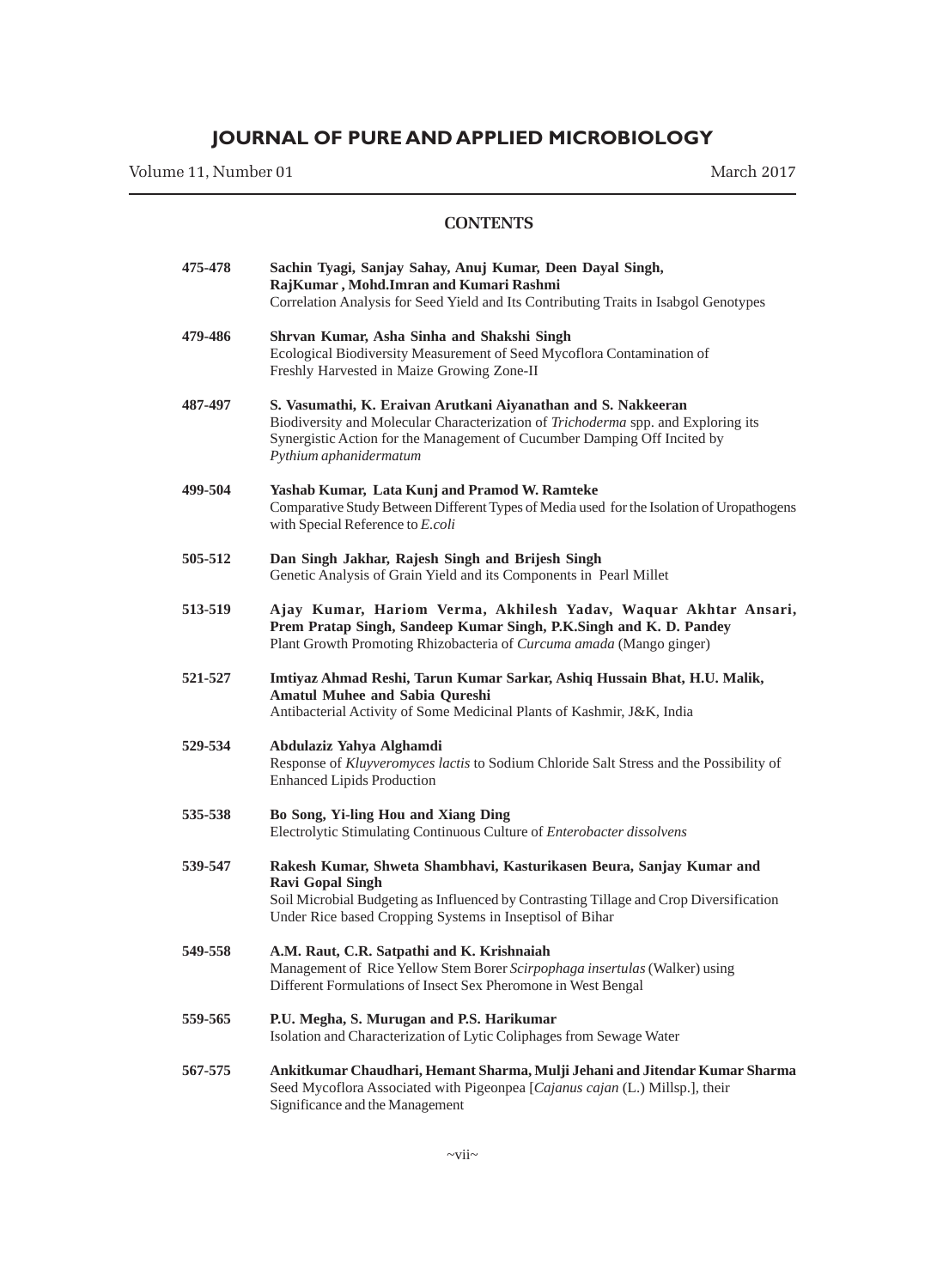# JOURNAL OF PURE AND APPLIED MICROBIOLOGY

Volume 11, Number 01 — March 2017

## CONTENTS

**475-478** **Sachin Tyagi, Sanjay Sahay, Anuj Kumar, Deen Dayal Singh, RajKumar , Mohd.Imran and Kumari Rashmi**
Correlation Analysis for Seed Yield and Its Contributing Traits in Isabgol Genotypes

**479-486** **Shrvan Kumar, Asha Sinha and Shakshi Singh**
Ecological Biodiversity Measurement of Seed Mycoflora Contamination of Freshly Harvested in Maize Growing Zone-II

**487-497** **S. Vasumathi, K. Eraivan Arutkani Aiyanathan and S. Nakkeeran**
Biodiversity and Molecular Characterization of *Trichoderma* spp. and Exploring its Synergistic Action for the Management of Cucumber Damping Off Incited by *Pythium aphanidermatum*

**499-504** **Yashab Kumar, Lata Kunj and Pramod W. Ramteke**
Comparative Study Between Different Types of Media used for the Isolation of Uropathogens with Special Reference to *E.coli*

**505-512** **Dan Singh Jakhar, Rajesh Singh and Brijesh Singh**
Genetic Analysis of Grain Yield and its Components in Pearl Millet

**513-519** **Ajay Kumar, Hariom Verma, Akhilesh Yadav, Waquar Akhtar Ansari, Prem Pratap Singh, Sandeep Kumar Singh, P.K.Singh and K. D. Pandey**
Plant Growth Promoting Rhizobacteria of *Curcuma amada* (Mango ginger)

**521-527** **Imtiyaz Ahmad Reshi, Tarun Kumar Sarkar, Ashiq Hussain Bhat, H.U. Malik, Amatul Muhee and Sabia Qureshi**
Antibacterial Activity of Some Medicinal Plants of Kashmir, J&K, India

**529-534** **Abdulaziz Yahya Alghamdi**
Response of *Kluyveromyces lactis* to Sodium Chloride Salt Stress and the Possibility of Enhanced Lipids Production

**535-538** **Bo Song, Yi-ling Hou and Xiang Ding**
Electrolytic Stimulating Continuous Culture of *Enterobacter dissolvens*

**539-547** **Rakesh Kumar, Shweta Shambhavi, Kasturikasen Beura, Sanjay Kumar and Ravi Gopal Singh**
Soil Microbial Budgeting as Influenced by Contrasting Tillage and Crop Diversification Under Rice based Cropping Systems in Inseptisol of Bihar

**549-558** **A.M. Raut, C.R. Satpathi and K. Krishnaiah**
Management of Rice Yellow Stem Borer *Scirpophaga insertulas* (Walker) using Different Formulations of Insect Sex Pheromone in West Bengal

**559-565** **P.U. Megha, S. Murugan and P.S. Harikumar**
Isolation and Characterization of Lytic Coliphages from Sewage Water

**567-575** **Ankitkumar Chaudhari, Hemant Sharma, Mulji Jehani and Jitendar Kumar Sharma**
Seed Mycoflora Associated with Pigeonpea [*Cajanus cajan* (L.) Millsp.], their Significance and the Management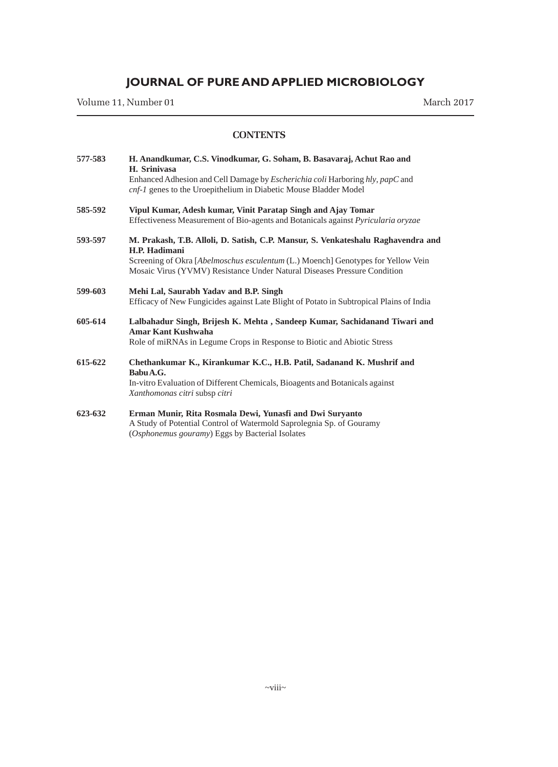# JOURNAL OF PURE AND APPLIED MICROBIOLOGY

Volume 11, Number 01 March 2017

## CONTENTS

**577-583** **H. Anandkumar, C.S. Vinodkumar, G. Soham, B. Basavaraj, Achut Rao and H. Srinivasa**
Enhanced Adhesion and Cell Damage by *Escherichia coli* Harboring *hly*, *papC* and *cnf-1* genes to the Uroepithelium in Diabetic Mouse Bladder Model

**585-592** **Vipul Kumar, Adesh kumar, Vinit Paratap Singh and Ajay Tomar**
Effectiveness Measurement of Bio-agents and Botanicals against *Pyricularia oryzae*

**593-597** **M. Prakash, T.B. Alloli, D. Satish, C.P. Mansur, S. Venkateshalu Raghavendra and H.P. Hadimani**
Screening of Okra [*Abelmoschus esculentum* (L.) Moench] Genotypes for Yellow Vein Mosaic Virus (YVMV) Resistance Under Natural Diseases Pressure Condition

**599-603** **Mehi Lal, Saurabh Yadav and B.P. Singh**
Efficacy of New Fungicides against Late Blight of Potato in Subtropical Plains of India

**605-614** **Lalbahadur Singh, Brijesh K. Mehta , Sandeep Kumar, Sachidanand Tiwari and Amar Kant Kushwaha**
Role of miRNAs in Legume Crops in Response to Biotic and Abiotic Stress

**615-622** **Chethankumar K., Kirankumar K.C., H.B. Patil, Sadanand K. Mushrif and Babu A.G.**
In-vitro Evaluation of Different Chemicals, Bioagents and Botanicals against *Xanthomonas citri* subsp *citri*

**623-632** **Erman Munir, Rita Rosmala Dewi, Yunasfi and Dwi Suryanto**
A Study of Potential Control of Watermold Saprolegnia Sp. of Gouramy (*Osphonemus gouramy*) Eggs by Bacterial Isolates